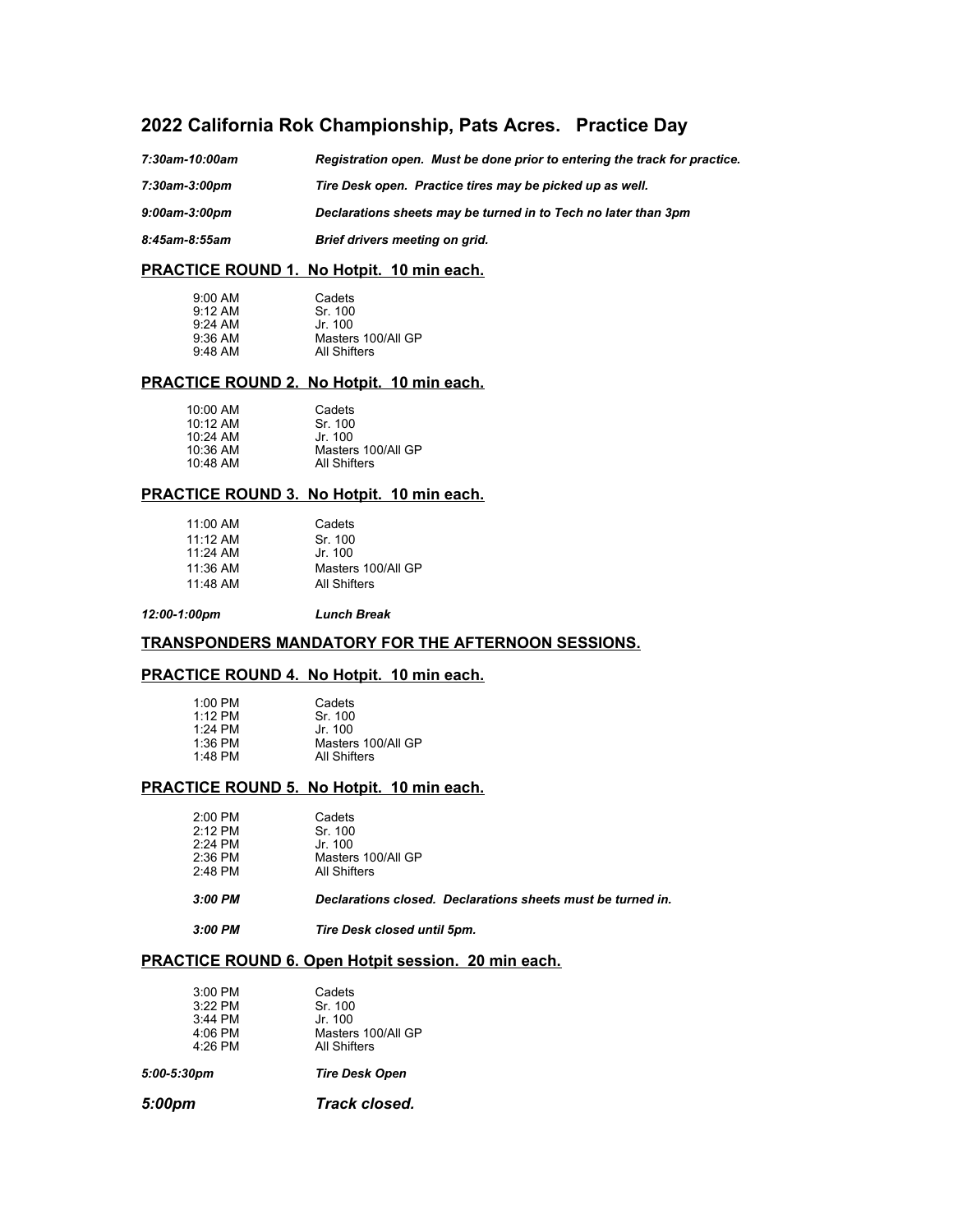## 2022 California Rok Championship, Pats Acres. Practice Day

| | |
|---|---|
| ***7:30am-10:00am*** | ***Registration open. Must be done prior to entering the track for practice.*** |
| ***7:30am-3:00pm*** | ***Tire Desk open. Practice tires may be picked up as well.*** |
| ***9:00am-3:00pm*** | ***Declarations sheets may be turned in to Tech no later than 3pm*** |
| ***8:45am-8:55am*** | ***Brief drivers meeting on grid.*** |

### PRACTICE ROUND 1. No Hotpit. 10 min each.

| | |
|---|---|
| 9:00 AM | Cadets |
| 9:12 AM | Sr. 100 |
| 9:24 AM | Jr. 100 |
| 9:36 AM | Masters 100/All GP |
| 9:48 AM | All Shifters |

### PRACTICE ROUND 2. No Hotpit. 10 min each.

| | |
|---|---|
| 10:00 AM | Cadets |
| 10:12 AM | Sr. 100 |
| 10:24 AM | Jr. 100 |
| 10:36 AM | Masters 100/All GP |
| 10:48 AM | All Shifters |

### PRACTICE ROUND 3. No Hotpit. 10 min each.

| | |
|---|---|
| 11:00 AM | Cadets |
| 11:12 AM | Sr. 100 |
| 11:24 AM | Jr. 100 |
| 11:36 AM | Masters 100/All GP |
| 11:48 AM | All Shifters |

***12:00-1:00pm*** ***Lunch Break***

### TRANSPONDERS MANDATORY FOR THE AFTERNOON SESSIONS.

### PRACTICE ROUND 4. No Hotpit. 10 min each.

| | |
|---|---|
| 1:00 PM | Cadets |
| 1:12 PM | Sr. 100 |
| 1:24 PM | Jr. 100 |
| 1:36 PM | Masters 100/All GP |
| 1:48 PM | All Shifters |

### PRACTICE ROUND 5. No Hotpit. 10 min each.

| | |
|---|---|
| 2:00 PM | Cadets |
| 2:12 PM | Sr. 100 |
| 2:24 PM | Jr. 100 |
| 2:36 PM | Masters 100/All GP |
| 2:48 PM | All Shifters |

***3:00 PM*** ***Declarations closed. Declarations sheets must be turned in.***

***3:00 PM*** ***Tire Desk closed until 5pm.***

### PRACTICE ROUND 6. Open Hotpit session. 20 min each.

| | |
|---|---|
| 3:00 PM | Cadets |
| 3:22 PM | Sr. 100 |
| 3:44 PM | Jr. 100 |
| 4:06 PM | Masters 100/All GP |
| 4:26 PM | All Shifters |

***5:00-5:30pm*** ***Tire Desk Open***

***5:00pm*** ***Track closed.***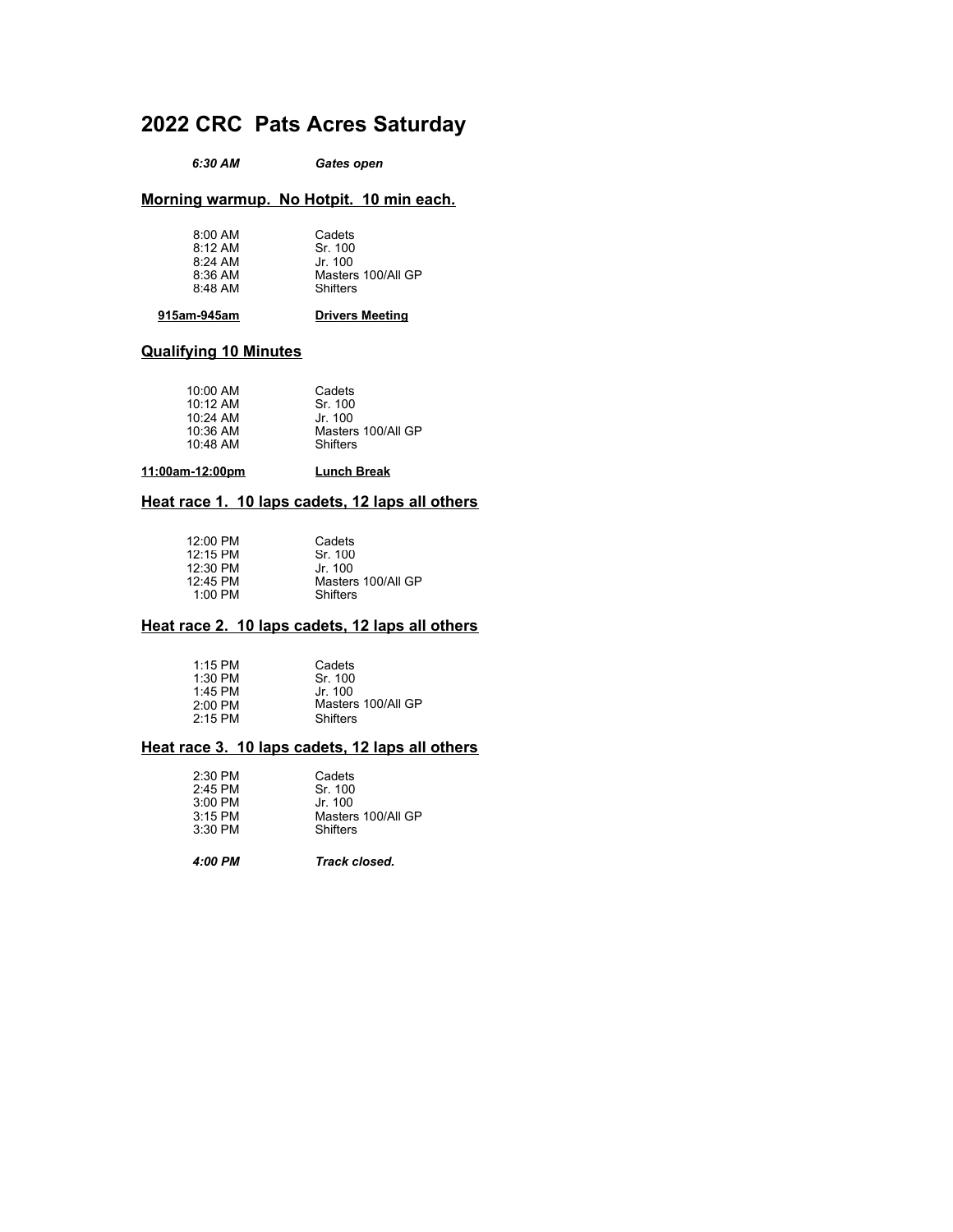# 2022 CRC Pats Acres Saturday

***6:30 AM*** ***Gates open***

## Morning warmup. No Hotpit. 10 min each.

| Time | Class |
|---|---|
| 8:00 AM | Cadets |
| 8:12 AM | Sr. 100 |
| 8:24 AM | Jr. 100 |
| 8:36 AM | Masters 100/All GP |
| 8:48 AM | Shifters |

**915am-945am** **Drivers Meeting**

## Qualifying 10 Minutes

| Time | Class |
|---|---|
| 10:00 AM | Cadets |
| 10:12 AM | Sr. 100 |
| 10:24 AM | Jr. 100 |
| 10:36 AM | Masters 100/All GP |
| 10:48 AM | Shifters |

**11:00am-12:00pm** **Lunch Break**

## Heat race 1. 10 laps cadets, 12 laps all others

| Time | Class |
|---|---|
| 12:00 PM | Cadets |
| 12:15 PM | Sr. 100 |
| 12:30 PM | Jr. 100 |
| 12:45 PM | Masters 100/All GP |
| 1:00 PM | Shifters |

## Heat race 2. 10 laps cadets, 12 laps all others

| Time | Class |
|---|---|
| 1:15 PM | Cadets |
| 1:30 PM | Sr. 100 |
| 1:45 PM | Jr. 100 |
| 2:00 PM | Masters 100/All GP |
| 2:15 PM | Shifters |

## Heat race 3. 10 laps cadets, 12 laps all others

| Time | Class |
|---|---|
| 2:30 PM | Cadets |
| 2:45 PM | Sr. 100 |
| 3:00 PM | Jr. 100 |
| 3:15 PM | Masters 100/All GP |
| 3:30 PM | Shifters |

***4:00 PM*** ***Track closed.***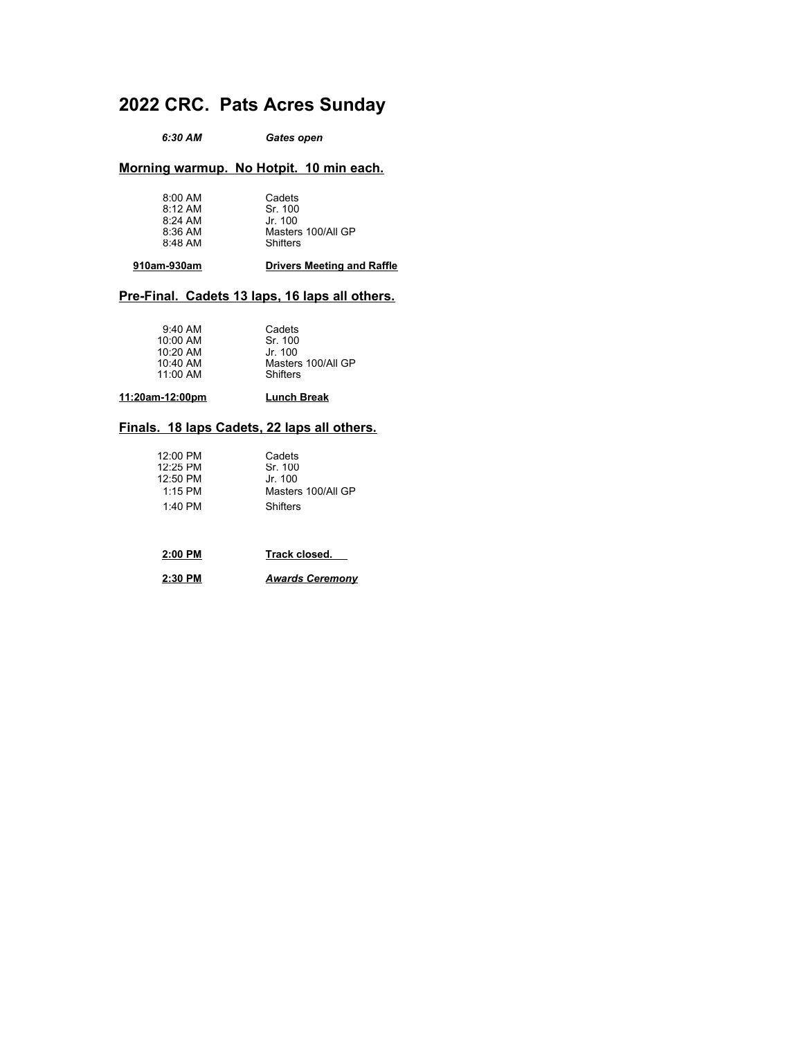# 2022 CRC.  Pats Acres Sunday

***6:30 AM*** ***Gates open***

## Morning warmup.  No Hotpit.  10 min each.

| | |
|---|---|
| 8:00 AM | Cadets |
| 8:12 AM | Sr. 100 |
| 8:24 AM | Jr. 100 |
| 8:36 AM | Masters 100/All GP |
| 8:48 AM | Shifters |

**910am-930am** **Drivers Meeting and Raffle**

## Pre-Final.  Cadets 13 laps, 16 laps all others.

| | |
|---|---|
| 9:40 AM | Cadets |
| 10:00 AM | Sr. 100 |
| 10:20 AM | Jr. 100 |
| 10:40 AM | Masters 100/All GP |
| 11:00 AM | Shifters |

**11:20am-12:00pm** **Lunch Break**

## Finals.  18 laps Cadets, 22 laps all others.

| | |
|---|---|
| 12:00 PM | Cadets |
| 12:25 PM | Sr. 100 |
| 12:50 PM | Jr. 100 |
| 1:15 PM | Masters 100/All GP |
| 1:40 PM | Shifters |

**2:00 PM** **Track closed.**

***2:30 PM*** ***Awards Ceremony***